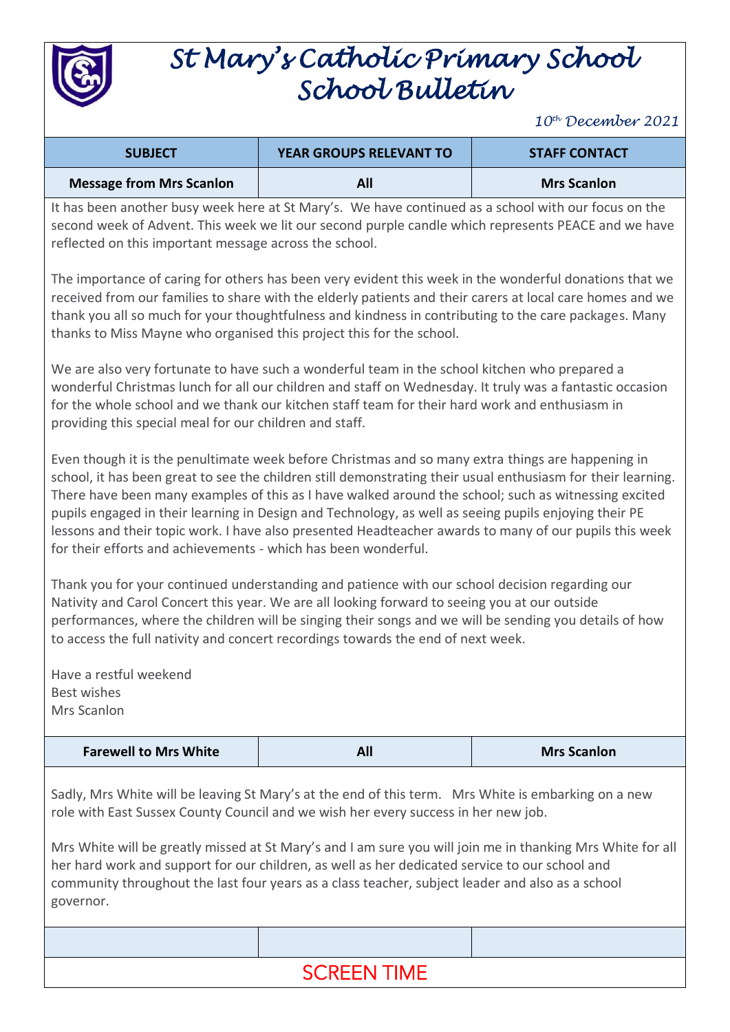# St Mary's Catholic Primary School
# School Bulletin

*10th December 2021*

| SUBJECT | YEAR GROUPS RELEVANT TO | STAFF CONTACT |
|---|---|---|
| **Message from Mrs Scanlon** | **All** | **Mrs Scanlon** |

It has been another busy week here at St Mary's. We have continued as a school with our focus on the second week of Advent. This week we lit our second purple candle which represents PEACE and we have reflected on this important message across the school.

The importance of caring for others has been very evident this week in the wonderful donations that we received from our families to share with the elderly patients and their carers at local care homes and we thank you all so much for your thoughtfulness and kindness in contributing to the care packages. Many thanks to Miss Mayne who organised this project this for the school.

We are also very fortunate to have such a wonderful team in the school kitchen who prepared a wonderful Christmas lunch for all our children and staff on Wednesday. It truly was a fantastic occasion for the whole school and we thank our kitchen staff team for their hard work and enthusiasm in providing this special meal for our children and staff.

Even though it is the penultimate week before Christmas and so many extra things are happening in school, it has been great to see the children still demonstrating their usual enthusiasm for their learning. There have been many examples of this as I have walked around the school; such as witnessing excited pupils engaged in their learning in Design and Technology, as well as seeing pupils enjoying their PE lessons and their topic work. I have also presented Headteacher awards to many of our pupils this week for their efforts and achievements - which has been wonderful.

Thank you for your continued understanding and patience with our school decision regarding our Nativity and Carol Concert this year. We are all looking forward to seeing you at our outside performances, where the children will be singing their songs and we will be sending you details of how to access the full nativity and concert recordings towards the end of next week.

Have a restful weekend
Best wishes
Mrs Scanlon

| | | |
|---|---|---|
| **Farewell to Mrs White** | **All** | **Mrs Scanlon** |

Sadly, Mrs White will be leaving St Mary's at the end of this term. Mrs White is embarking on a new role with East Sussex County Council and we wish her every success in her new job.

Mrs White will be greatly missed at St Mary's and I am sure you will join me in thanking Mrs White for all her hard work and support for our children, as well as her dedicated service to our school and community throughout the last four years as a class teacher, subject leader and also as a school governor.

## SCREEN TIME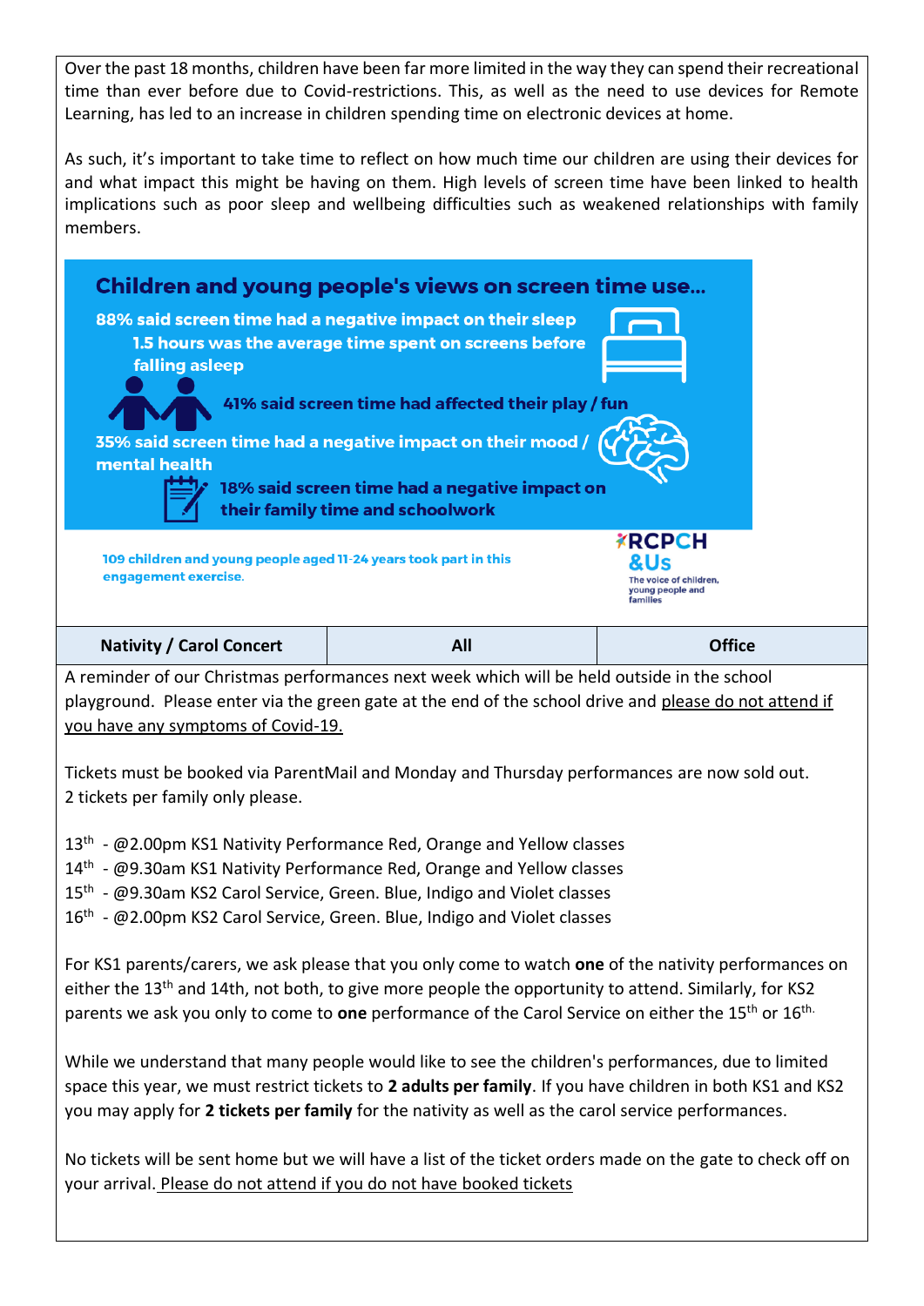Over the past 18 months, children have been far more limited in the way they can spend their recreational time than ever before due to Covid-restrictions. This, as well as the need to use devices for Remote Learning, has led to an increase in children spending time on electronic devices at home.

As such, it's important to take time to reflect on how much time our children are using their devices for and what impact this might be having on them. High levels of screen time have been linked to health implications such as poor sleep and wellbeing difficulties such as weakened relationships with family members.

## Children and young people's views on screen time use...

**88% said screen time had a negative impact on their sleep**

**1.5 hours was the average time spent on screens before falling asleep**

**41% said screen time had affected their play / fun**

**35% said screen time had a negative impact on their mood / mental health**

**18% said screen time had a negative impact on their family time and schoolwork**

109 children and young people aged 11-24 years took part in this engagement exercise.

RCPCH &Us — The voice of children, young people and families

| Nativity / Carol Concert | All | Office |
|---|---|---|

A reminder of our Christmas performances next week which will be held outside in the school playground. Please enter via the green gate at the end of the school drive and please do not attend if you have any symptoms of Covid-19.

Tickets must be booked via ParentMail and Monday and Thursday performances are now sold out. 2 tickets per family only please.

13th - @2.00pm KS1 Nativity Performance Red, Orange and Yellow classes
14th - @9.30am KS1 Nativity Performance Red, Orange and Yellow classes
15th - @9.30am KS2 Carol Service, Green. Blue, Indigo and Violet classes
16th - @2.00pm KS2 Carol Service, Green. Blue, Indigo and Violet classes

For KS1 parents/carers, we ask please that you only come to watch **one** of the nativity performances on either the 13th and 14th, not both, to give more people the opportunity to attend. Similarly, for KS2 parents we ask you only to come to **one** performance of the Carol Service on either the 15th or 16th.

While we understand that many people would like to see the children's performances, due to limited space this year, we must restrict tickets to **2 adults per family**. If you have children in both KS1 and KS2 you may apply for **2 tickets per family** for the nativity as well as the carol service performances.

No tickets will be sent home but we will have a list of the ticket orders made on the gate to check off on your arrival. Please do not attend if you do not have booked tickets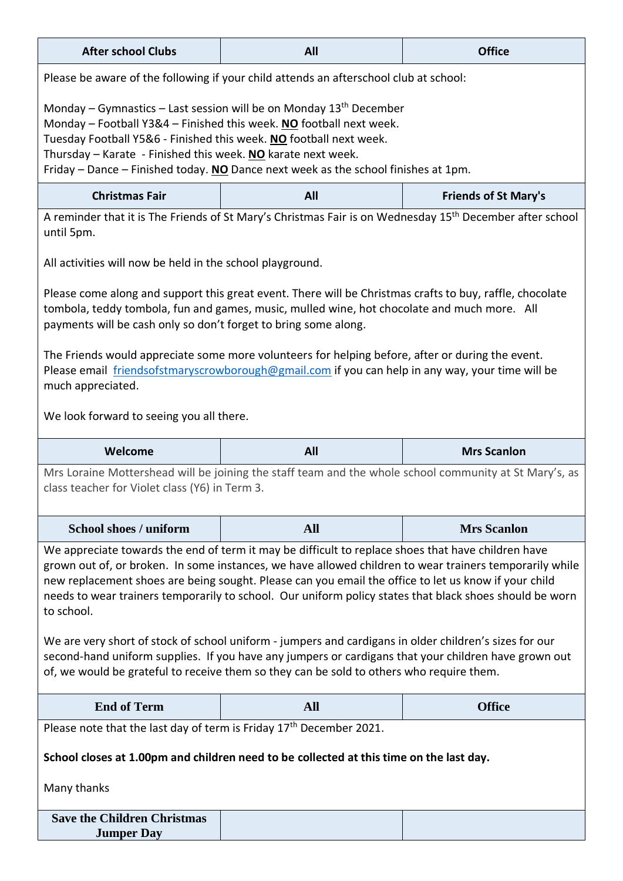| After school Clubs | All | Office |
|---|---|---|

Please be aware of the following if your child attends an afterschool club at school:

Monday – Gymnastics – Last session will be on Monday 13th December
Monday – Football Y3&4 – Finished this week. **NO** football next week.
Tuesday Football Y5&6 - Finished this week. **NO** football next week.
Thursday – Karate - Finished this week. **NO** karate next week.
Friday – Dance – Finished today. **NO** Dance next week as the school finishes at 1pm.

| Christmas Fair | All | Friends of St Mary's |
|---|---|---|

A reminder that it is The Friends of St Mary's Christmas Fair is on Wednesday 15th December after school until 5pm.

All activities will now be held in the school playground.

Please come along and support this great event. There will be Christmas crafts to buy, raffle, chocolate tombola, teddy tombola, fun and games, music, mulled wine, hot chocolate and much more. All payments will be cash only so don't forget to bring some along.

The Friends would appreciate some more volunteers for helping before, after or during the event. Please email friendsofstmaryscrowborough@gmail.com if you can help in any way, your time will be much appreciated.

We look forward to seeing you all there.

| Welcome | All | Mrs Scanlon |
|---|---|---|

Mrs Loraine Mottershead will be joining the staff team and the whole school community at St Mary's, as class teacher for Violet class (Y6) in Term 3.

| School shoes / uniform | All | Mrs Scanlon |
|---|---|---|

We appreciate towards the end of term it may be difficult to replace shoes that have children have grown out of, or broken. In some instances, we have allowed children to wear trainers temporarily while new replacement shoes are being sought. Please can you email the office to let us know if your child needs to wear trainers temporarily to school. Our uniform policy states that black shoes should be worn to school.

We are very short of stock of school uniform - jumpers and cardigans in older children's sizes for our second-hand uniform supplies. If you have any jumpers or cardigans that your children have grown out of, we would be grateful to receive them so they can be sold to others who require them.

| End of Term | All | Office |
|---|---|---|

Please note that the last day of term is Friday 17th December 2021.

**School closes at 1.00pm and children need to be collected at this time on the last day.**

Many thanks

| Save the Children Christmas Jumper Day | | |
|---|---|---|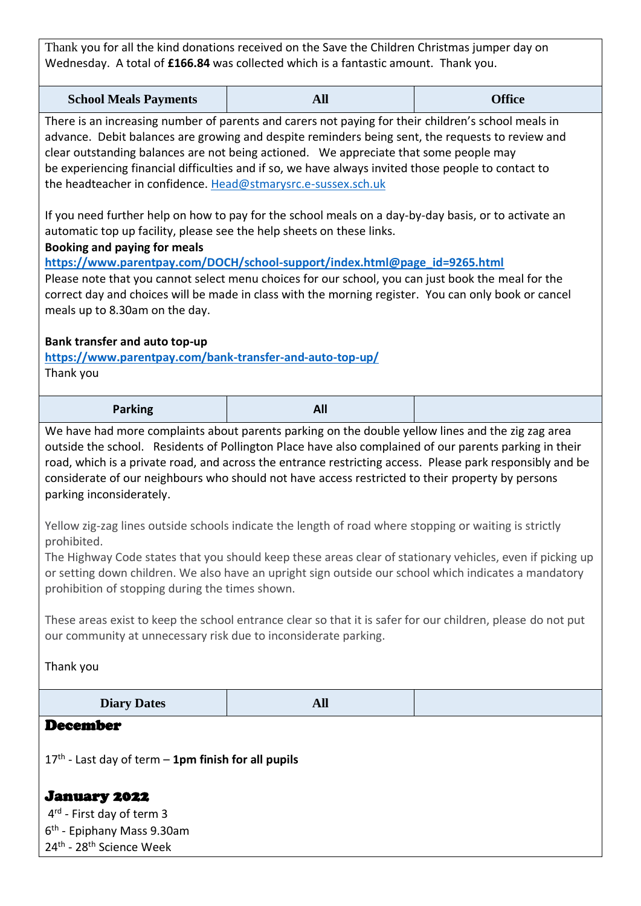Thank you for all the kind donations received on the Save the Children Christmas jumper day on Wednesday. A total of **£166.84** was collected which is a fantastic amount. Thank you.

| School Meals Payments | All | Office |
|---|---|---|

There is an increasing number of parents and carers not paying for their children's school meals in advance. Debit balances are growing and despite reminders being sent, the requests to review and clear outstanding balances are not being actioned. We appreciate that some people may be experiencing financial difficulties and if so, we have always invited those people to contact to the headteacher in confidence. Head@stmarysrc.e-sussex.sch.uk

If you need further help on how to pay for the school meals on a day-by-day basis, or to activate an automatic top up facility, please see the help sheets on these links.

**Booking and paying for meals**
**https://www.parentpay.com/DOCH/school-support/index.html@page_id=9265.html**
Please note that you cannot select menu choices for our school, you can just book the meal for the correct day and choices will be made in class with the morning register. You can only book or cancel meals up to 8.30am on the day.

**Bank transfer and auto top-up**
**https://www.parentpay.com/bank-transfer-and-auto-top-up/**
Thank you

| Parking | All | |
|---|---|---|

We have had more complaints about parents parking on the double yellow lines and the zig zag area outside the school. Residents of Pollington Place have also complained of our parents parking in their road, which is a private road, and across the entrance restricting access. Please park responsibly and be considerate of our neighbours who should not have access restricted to their property by persons parking inconsiderately.

Yellow zig-zag lines outside schools indicate the length of road where stopping or waiting is strictly prohibited.
The Highway Code states that you should keep these areas clear of stationary vehicles, even if picking up or setting down children. We also have an upright sign outside our school which indicates a mandatory prohibition of stopping during the times shown.

These areas exist to keep the school entrance clear so that it is safer for our children, please do not put our community at unnecessary risk due to inconsiderate parking.

Thank you

| Diary Dates | All | |
|---|---|---|

## December

17th - Last day of term – **1pm finish for all pupils**

## January 2022

4th - First day of term 3
6th - Epiphany Mass 9.30am
24th - 28th Science Week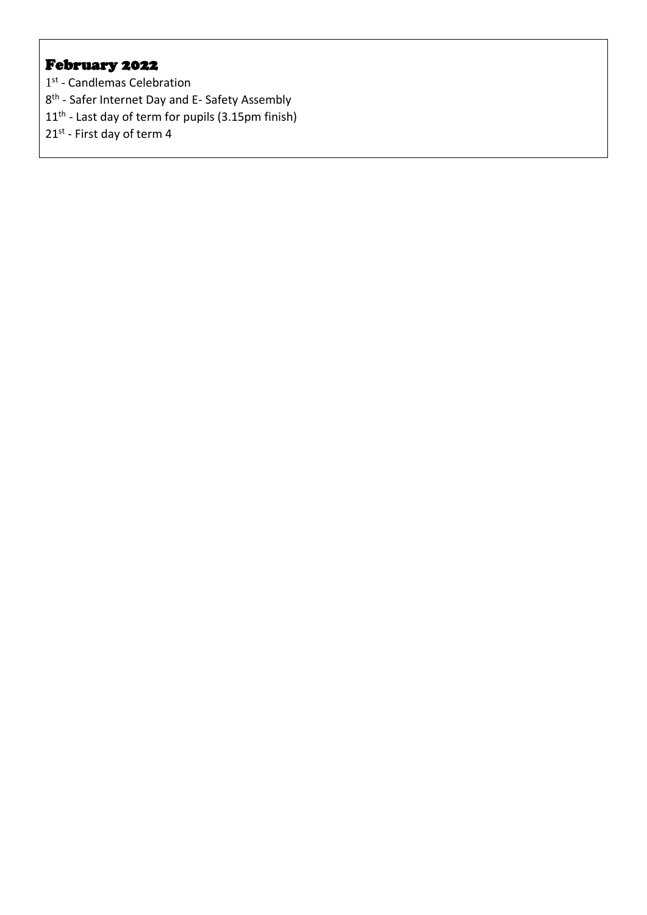## February 2022

1st - Candlemas Celebration

8th - Safer Internet Day and E- Safety Assembly

11th - Last day of term for pupils (3.15pm finish)

21st - First day of term 4